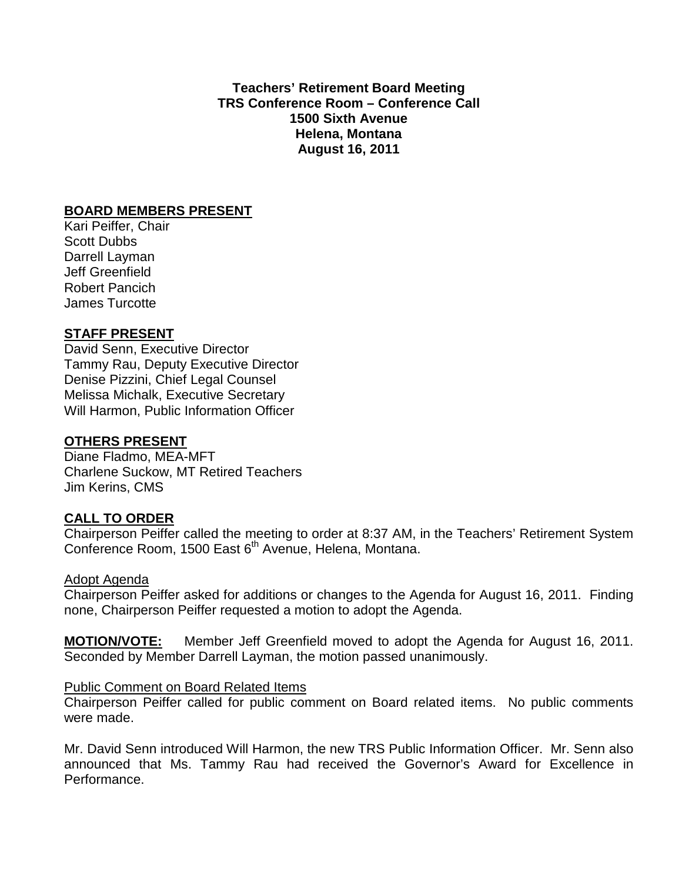**Teachers' Retirement Board Meeting**
**TRS Conference Room – Conference Call**
**1500 Sixth Avenue**
**Helena, Montana**
**August 16, 2011**

## BOARD MEMBERS PRESENT

Kari Peiffer, Chair
Scott Dubbs
Darrell Layman
Jeff Greenfield
Robert Pancich
James Turcotte

## STAFF PRESENT

David Senn, Executive Director
Tammy Rau, Deputy Executive Director
Denise Pizzini, Chief Legal Counsel
Melissa Michalk, Executive Secretary
Will Harmon, Public Information Officer

## OTHERS PRESENT

Diane Fladmo, MEA-MFT
Charlene Suckow, MT Retired Teachers
Jim Kerins, CMS

## CALL TO ORDER

Chairperson Peiffer called the meeting to order at 8:37 AM, in the Teachers' Retirement System Conference Room, 1500 East 6th Avenue, Helena, Montana.

### Adopt Agenda

Chairperson Peiffer asked for additions or changes to the Agenda for August 16, 2011. Finding none, Chairperson Peiffer requested a motion to adopt the Agenda.

**MOTION/VOTE:** Member Jeff Greenfield moved to adopt the Agenda for August 16, 2011. Seconded by Member Darrell Layman, the motion passed unanimously.

### Public Comment on Board Related Items

Chairperson Peiffer called for public comment on Board related items. No public comments were made.

Mr. David Senn introduced Will Harmon, the new TRS Public Information Officer. Mr. Senn also announced that Ms. Tammy Rau had received the Governor's Award for Excellence in Performance.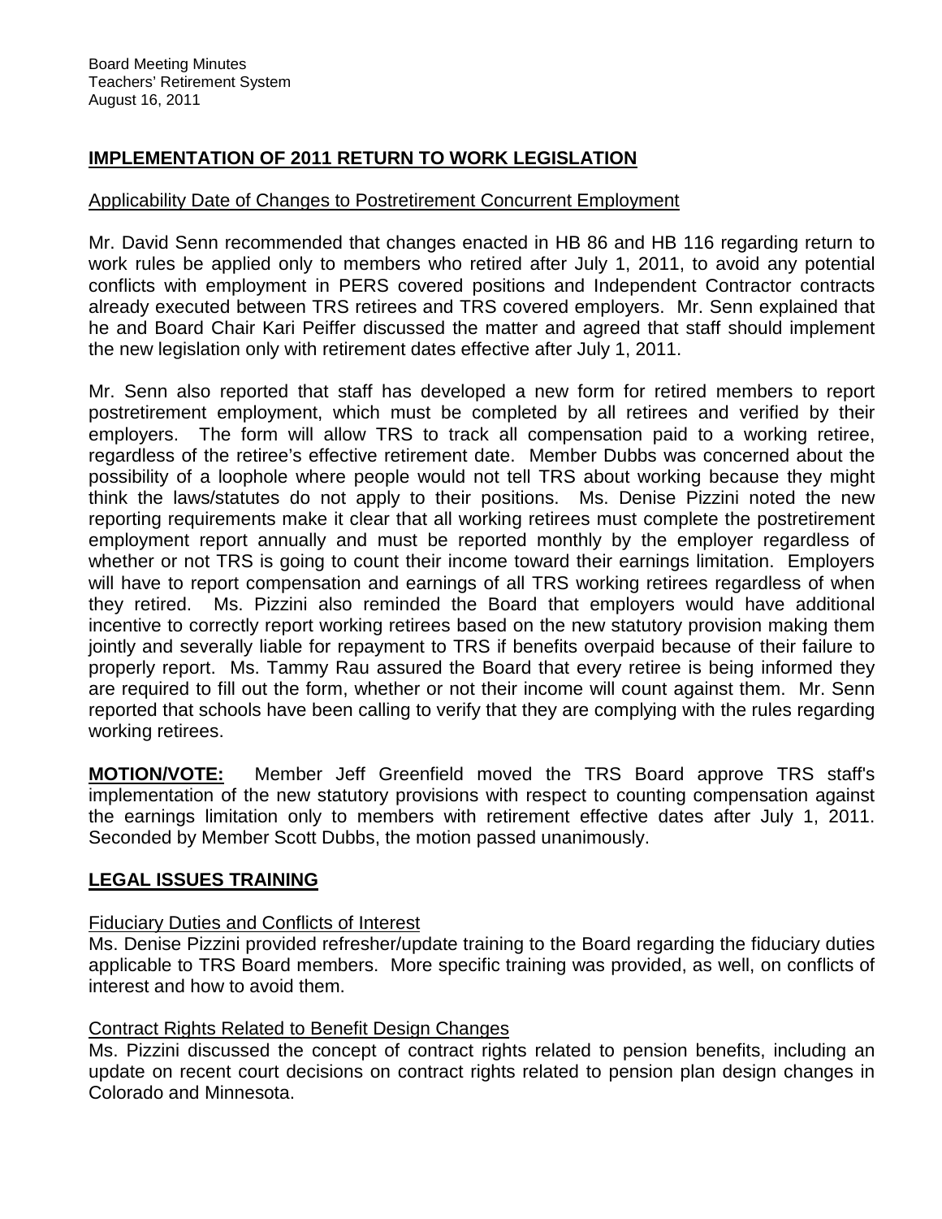## IMPLEMENTATION OF 2011 RETURN TO WORK LEGISLATION

### Applicability Date of Changes to Postretirement Concurrent Employment

Mr. David Senn recommended that changes enacted in HB 86 and HB 116 regarding return to work rules be applied only to members who retired after July 1, 2011, to avoid any potential conflicts with employment in PERS covered positions and Independent Contractor contracts already executed between TRS retirees and TRS covered employers. Mr. Senn explained that he and Board Chair Kari Peiffer discussed the matter and agreed that staff should implement the new legislation only with retirement dates effective after July 1, 2011.

Mr. Senn also reported that staff has developed a new form for retired members to report postretirement employment, which must be completed by all retirees and verified by their employers. The form will allow TRS to track all compensation paid to a working retiree, regardless of the retiree's effective retirement date. Member Dubbs was concerned about the possibility of a loophole where people would not tell TRS about working because they might think the laws/statutes do not apply to their positions. Ms. Denise Pizzini noted the new reporting requirements make it clear that all working retirees must complete the postretirement employment report annually and must be reported monthly by the employer regardless of whether or not TRS is going to count their income toward their earnings limitation. Employers will have to report compensation and earnings of all TRS working retirees regardless of when they retired. Ms. Pizzini also reminded the Board that employers would have additional incentive to correctly report working retirees based on the new statutory provision making them jointly and severally liable for repayment to TRS if benefits overpaid because of their failure to properly report. Ms. Tammy Rau assured the Board that every retiree is being informed they are required to fill out the form, whether or not their income will count against them. Mr. Senn reported that schools have been calling to verify that they are complying with the rules regarding working retirees.

**MOTION/VOTE:** Member Jeff Greenfield moved the TRS Board approve TRS staff's implementation of the new statutory provisions with respect to counting compensation against the earnings limitation only to members with retirement effective dates after July 1, 2011. Seconded by Member Scott Dubbs, the motion passed unanimously.

## LEGAL ISSUES TRAINING

### Fiduciary Duties and Conflicts of Interest

Ms. Denise Pizzini provided refresher/update training to the Board regarding the fiduciary duties applicable to TRS Board members. More specific training was provided, as well, on conflicts of interest and how to avoid them.

### Contract Rights Related to Benefit Design Changes

Ms. Pizzini discussed the concept of contract rights related to pension benefits, including an update on recent court decisions on contract rights related to pension plan design changes in Colorado and Minnesota.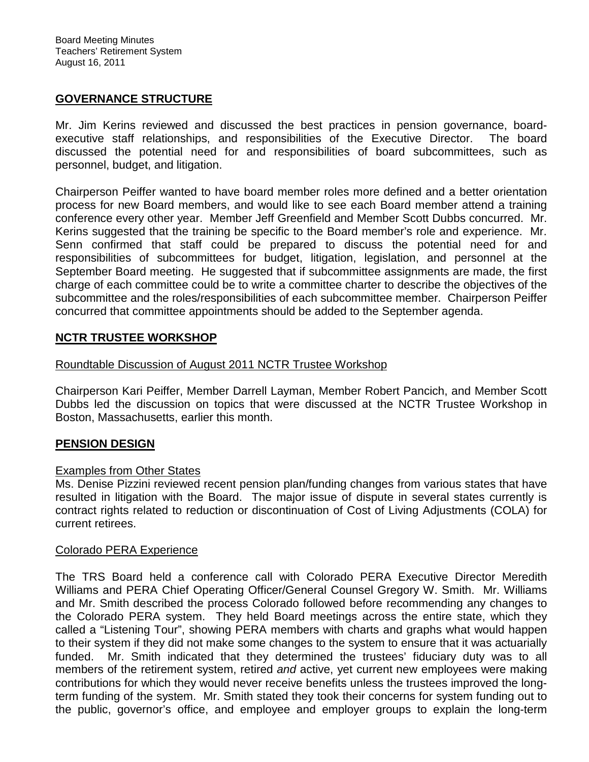## GOVERNANCE STRUCTURE

Mr. Jim Kerins reviewed and discussed the best practices in pension governance, board-executive staff relationships, and responsibilities of the Executive Director. The board discussed the potential need for and responsibilities of board subcommittees, such as personnel, budget, and litigation.

Chairperson Peiffer wanted to have board member roles more defined and a better orientation process for new Board members, and would like to see each Board member attend a training conference every other year. Member Jeff Greenfield and Member Scott Dubbs concurred. Mr. Kerins suggested that the training be specific to the Board member's role and experience. Mr. Senn confirmed that staff could be prepared to discuss the potential need for and responsibilities of subcommittees for budget, litigation, legislation, and personnel at the September Board meeting. He suggested that if subcommittee assignments are made, the first charge of each committee could be to write a committee charter to describe the objectives of the subcommittee and the roles/responsibilities of each subcommittee member. Chairperson Peiffer concurred that committee appointments should be added to the September agenda.

## NCTR TRUSTEE WORKSHOP

### Roundtable Discussion of August 2011 NCTR Trustee Workshop

Chairperson Kari Peiffer, Member Darrell Layman, Member Robert Pancich, and Member Scott Dubbs led the discussion on topics that were discussed at the NCTR Trustee Workshop in Boston, Massachusetts, earlier this month.

## PENSION DESIGN

### Examples from Other States

Ms. Denise Pizzini reviewed recent pension plan/funding changes from various states that have resulted in litigation with the Board. The major issue of dispute in several states currently is contract rights related to reduction or discontinuation of Cost of Living Adjustments (COLA) for current retirees.

### Colorado PERA Experience

The TRS Board held a conference call with Colorado PERA Executive Director Meredith Williams and PERA Chief Operating Officer/General Counsel Gregory W. Smith. Mr. Williams and Mr. Smith described the process Colorado followed before recommending any changes to the Colorado PERA system. They held Board meetings across the entire state, which they called a "Listening Tour", showing PERA members with charts and graphs what would happen to their system if they did not make some changes to the system to ensure that it was actuarially funded. Mr. Smith indicated that they determined the trustees' fiduciary duty was to all members of the retirement system, retired *and* active, yet current new employees were making contributions for which they would never receive benefits unless the trustees improved the long-term funding of the system. Mr. Smith stated they took their concerns for system funding out to the public, governor's office, and employee and employer groups to explain the long-term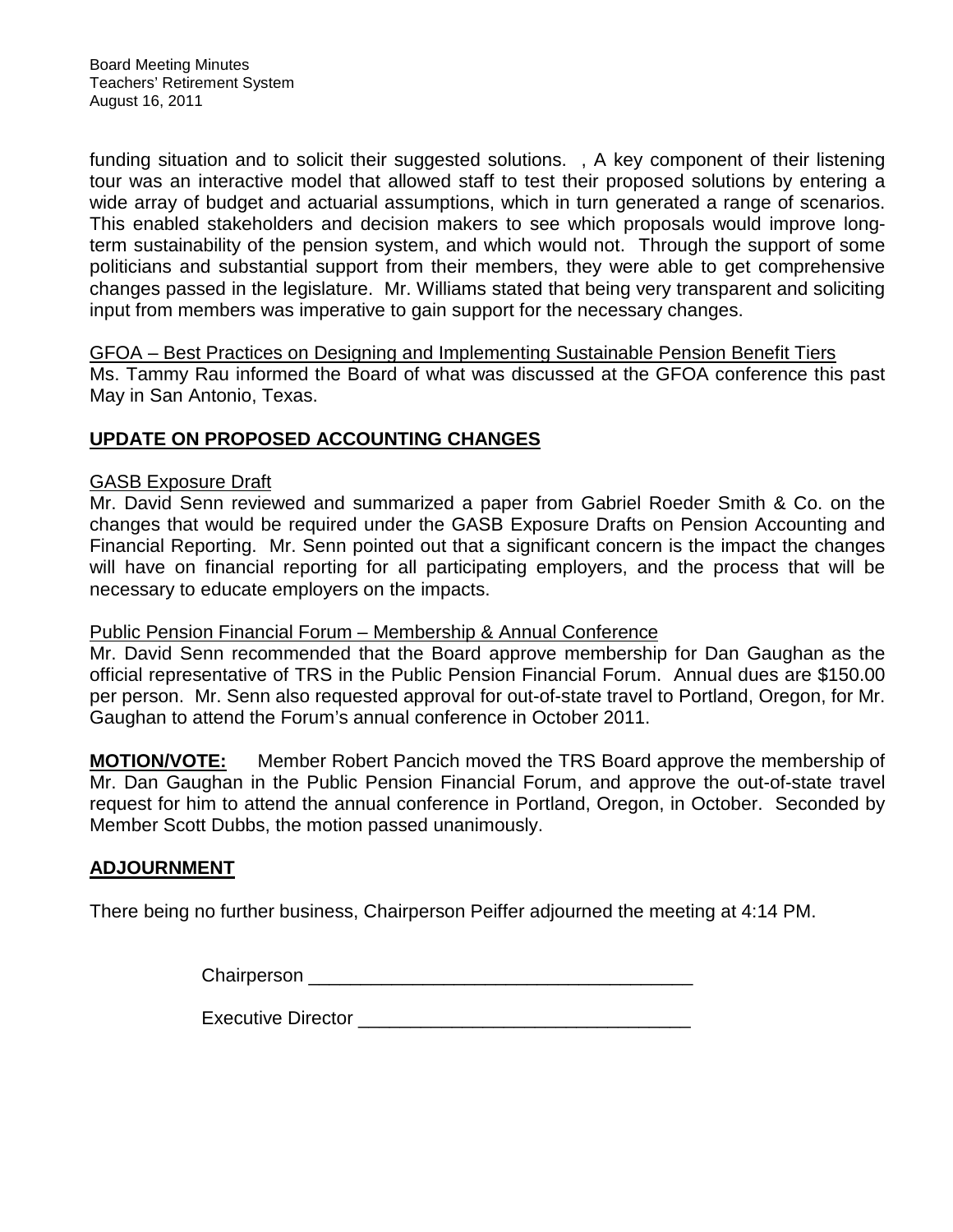funding situation and to solicit their suggested solutions. , A key component of their listening tour was an interactive model that allowed staff to test their proposed solutions by entering a wide array of budget and actuarial assumptions, which in turn generated a range of scenarios. This enabled stakeholders and decision makers to see which proposals would improve long-term sustainability of the pension system, and which would not. Through the support of some politicians and substantial support from their members, they were able to get comprehensive changes passed in the legislature. Mr. Williams stated that being very transparent and soliciting input from members was imperative to gain support for the necessary changes.

GFOA – Best Practices on Designing and Implementing Sustainable Pension Benefit Tiers
Ms. Tammy Rau informed the Board of what was discussed at the GFOA conference this past May in San Antonio, Texas.

## UPDATE ON PROPOSED ACCOUNTING CHANGES

GASB Exposure Draft
Mr. David Senn reviewed and summarized a paper from Gabriel Roeder Smith & Co. on the changes that would be required under the GASB Exposure Drafts on Pension Accounting and Financial Reporting. Mr. Senn pointed out that a significant concern is the impact the changes will have on financial reporting for all participating employers, and the process that will be necessary to educate employers on the impacts.

Public Pension Financial Forum – Membership & Annual Conference
Mr. David Senn recommended that the Board approve membership for Dan Gaughan as the official representative of TRS in the Public Pension Financial Forum. Annual dues are $150.00 per person. Mr. Senn also requested approval for out-of-state travel to Portland, Oregon, for Mr. Gaughan to attend the Forum's annual conference in October 2011.

**MOTION/VOTE:** Member Robert Pancich moved the TRS Board approve the membership of Mr. Dan Gaughan in the Public Pension Financial Forum, and approve the out-of-state travel request for him to attend the annual conference in Portland, Oregon, in October. Seconded by Member Scott Dubbs, the motion passed unanimously.

## ADJOURNMENT

There being no further business, Chairperson Peiffer adjourned the meeting at 4:14 PM.

Chairperson \_\_\_\_\_\_\_\_\_\_\_\_\_\_\_\_\_\_\_\_\_\_\_\_\_\_\_\_\_\_\_\_\_\_\_\_\_

Executive Director \_\_\_\_\_\_\_\_\_\_\_\_\_\_\_\_\_\_\_\_\_\_\_\_\_\_\_\_\_\_\_\_